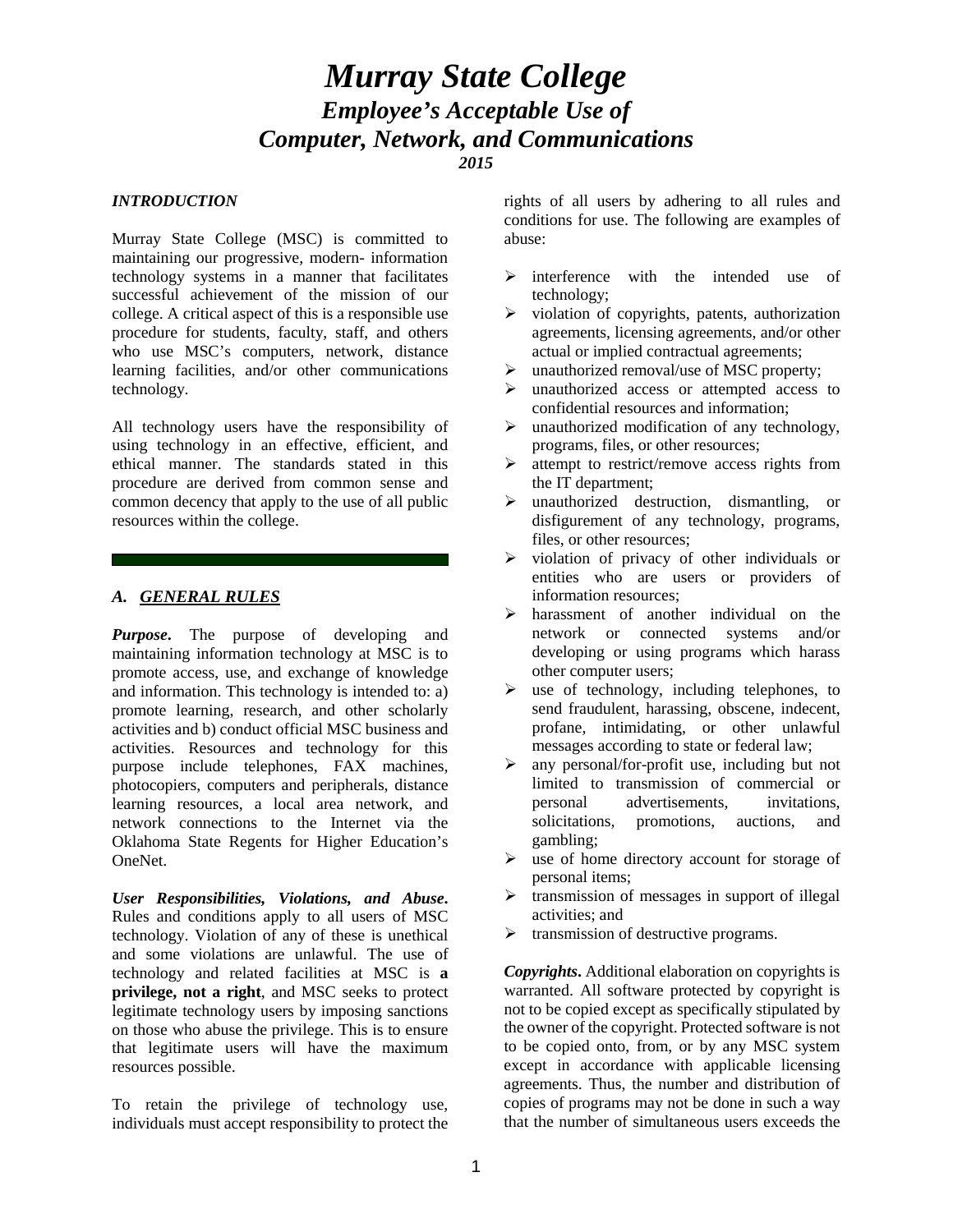# *Murray State College*
## *Employee's Acceptable Use of Computer, Network, and Communications*
***2015***

### *INTRODUCTION*

Murray State College (MSC) is committed to maintaining our progressive, modern- information technology systems in a manner that facilitates successful achievement of the mission of our college. A critical aspect of this is a responsible use procedure for students, faculty, staff, and others who use MSC's computers, network, distance learning facilities, and/or other communications technology.

All technology users have the responsibility of using technology in an effective, efficient, and ethical manner. The standards stated in this procedure are derived from common sense and common decency that apply to the use of all public resources within the college.

---

## *A. GENERAL RULES*

***Purpose*.** The purpose of developing and maintaining information technology at MSC is to promote access, use, and exchange of knowledge and information. This technology is intended to: a) promote learning, research, and other scholarly activities and b) conduct official MSC business and activities. Resources and technology for this purpose include telephones, FAX machines, photocopiers, computers and peripherals, distance learning resources, a local area network, and network connections to the Internet via the Oklahoma State Regents for Higher Education's OneNet.

***User Responsibilities, Violations, and Abuse*.** Rules and conditions apply to all users of MSC technology. Violation of any of these is unethical and some violations are unlawful. The use of technology and related facilities at MSC is **a privilege, not a right**, and MSC seeks to protect legitimate technology users by imposing sanctions on those who abuse the privilege. This is to ensure that legitimate users will have the maximum resources possible.

To retain the privilege of technology use, individuals must accept responsibility to protect the rights of all users by adhering to all rules and conditions for use. The following are examples of abuse:

- interference with the intended use of technology;
- violation of copyrights, patents, authorization agreements, licensing agreements, and/or other actual or implied contractual agreements;
- unauthorized removal/use of MSC property;
- unauthorized access or attempted access to confidential resources and information;
- unauthorized modification of any technology, programs, files, or other resources;
- attempt to restrict/remove access rights from the IT department;
- unauthorized destruction, dismantling, or disfigurement of any technology, programs, files, or other resources;
- violation of privacy of other individuals or entities who are users or providers of information resources;
- harassment of another individual on the network or connected systems and/or developing or using programs which harass other computer users;
- use of technology, including telephones, to send fraudulent, harassing, obscene, indecent, profane, intimidating, or other unlawful messages according to state or federal law;
- any personal/for-profit use, including but not limited to transmission of commercial or personal advertisements, invitations, solicitations, promotions, auctions, and gambling;
- use of home directory account for storage of personal items;
- transmission of messages in support of illegal activities; and
- transmission of destructive programs.

***Copyrights*.** Additional elaboration on copyrights is warranted. All software protected by copyright is not to be copied except as specifically stipulated by the owner of the copyright. Protected software is not to be copied onto, from, or by any MSC system except in accordance with applicable licensing agreements. Thus, the number and distribution of copies of programs may not be done in such a way that the number of simultaneous users exceeds the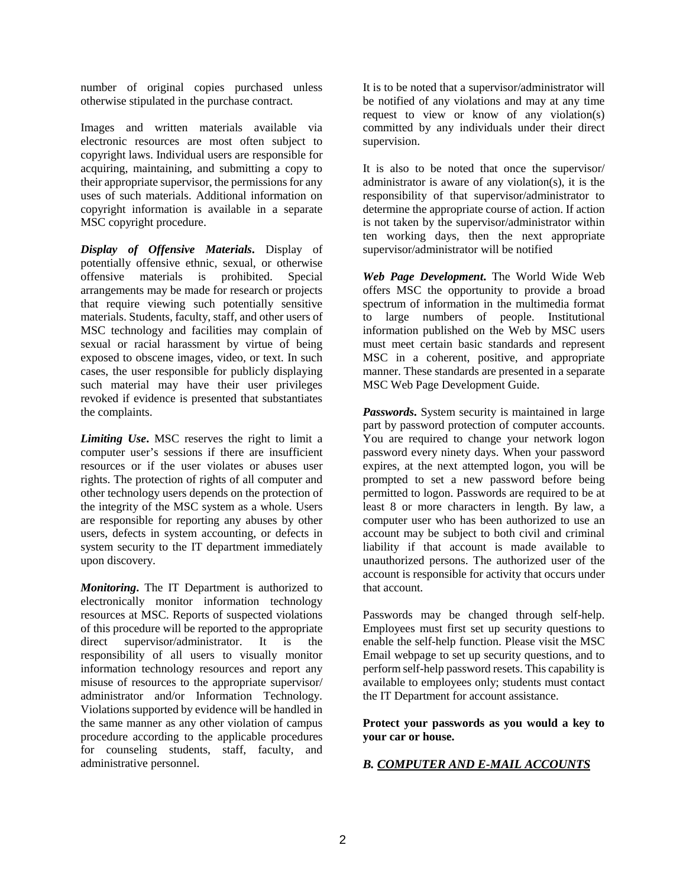number of original copies purchased unless otherwise stipulated in the purchase contract.

Images and written materials available via electronic resources are most often subject to copyright laws. Individual users are responsible for acquiring, maintaining, and submitting a copy to their appropriate supervisor, the permissions for any uses of such materials. Additional information on copyright information is available in a separate MSC copyright procedure.

***Display of Offensive Materials*.** Display of potentially offensive ethnic, sexual, or otherwise offensive materials is prohibited. Special arrangements may be made for research or projects that require viewing such potentially sensitive materials. Students, faculty, staff, and other users of MSC technology and facilities may complain of sexual or racial harassment by virtue of being exposed to obscene images, video, or text. In such cases, the user responsible for publicly displaying such material may have their user privileges revoked if evidence is presented that substantiates the complaints.

***Limiting Use*.** MSC reserves the right to limit a computer user's sessions if there are insufficient resources or if the user violates or abuses user rights. The protection of rights of all computer and other technology users depends on the protection of the integrity of the MSC system as a whole. Users are responsible for reporting any abuses by other users, defects in system accounting, or defects in system security to the IT department immediately upon discovery.

***Monitoring*.** The IT Department is authorized to electronically monitor information technology resources at MSC. Reports of suspected violations of this procedure will be reported to the appropriate direct supervisor/administrator. It is the responsibility of all users to visually monitor information technology resources and report any misuse of resources to the appropriate supervisor/administrator and/or Information Technology. Violations supported by evidence will be handled in the same manner as any other violation of campus procedure according to the applicable procedures for counseling students, staff, faculty, and administrative personnel.

It is to be noted that a supervisor/administrator will be notified of any violations and may at any time request to view or know of any violation(s) committed by any individuals under their direct supervision.

It is also to be noted that once the supervisor/administrator is aware of any violation(s), it is the responsibility of that supervisor/administrator to determine the appropriate course of action. If action is not taken by the supervisor/administrator within ten working days, then the next appropriate supervisor/administrator will be notified

***Web Page Development*.** The World Wide Web offers MSC the opportunity to provide a broad spectrum of information in the multimedia format to large numbers of people. Institutional information published on the Web by MSC users must meet certain basic standards and represent MSC in a coherent, positive, and appropriate manner. These standards are presented in a separate MSC Web Page Development Guide.

***Passwords*.** System security is maintained in large part by password protection of computer accounts. You are required to change your network logon password every ninety days. When your password expires, at the next attempted logon, you will be prompted to set a new password before being permitted to logon. Passwords are required to be at least 8 or more characters in length. By law, a computer user who has been authorized to use an account may be subject to both civil and criminal liability if that account is made available to unauthorized persons. The authorized user of the account is responsible for activity that occurs under that account.

Passwords may be changed through self-help. Employees must first set up security questions to enable the self-help function. Please visit the MSC Email webpage to set up security questions, and to perform self-help password resets. This capability is available to employees only; students must contact the IT Department for account assistance.

**Protect your passwords as you would a key to your car or house.**

## *B. COMPUTER AND E-MAIL ACCOUNTS*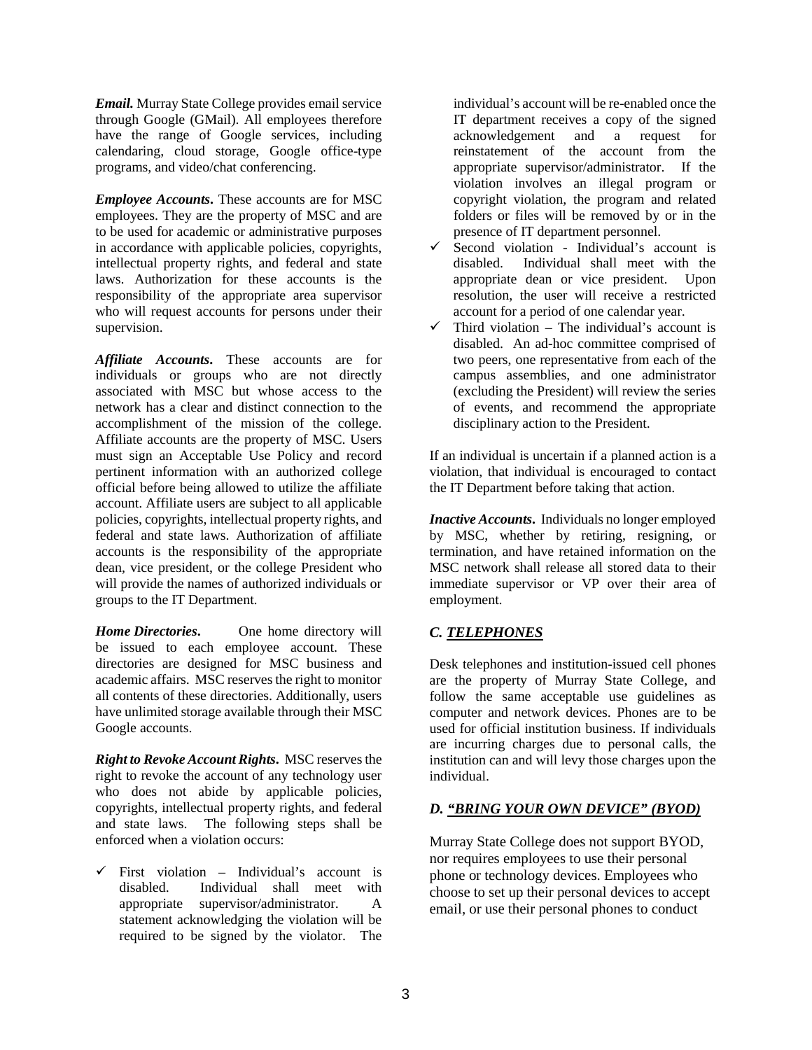***Email.*** Murray State College provides email service through Google (GMail). All employees therefore have the range of Google services, including calendaring, cloud storage, Google office-type programs, and video/chat conferencing.

***Employee Accounts*.** These accounts are for MSC employees. They are the property of MSC and are to be used for academic or administrative purposes in accordance with applicable policies, copyrights, intellectual property rights, and federal and state laws. Authorization for these accounts is the responsibility of the appropriate area supervisor who will request accounts for persons under their supervision.

***Affiliate Accounts*.** These accounts are for individuals or groups who are not directly associated with MSC but whose access to the network has a clear and distinct connection to the accomplishment of the mission of the college. Affiliate accounts are the property of MSC. Users must sign an Acceptable Use Policy and record pertinent information with an authorized college official before being allowed to utilize the affiliate account. Affiliate users are subject to all applicable policies, copyrights, intellectual property rights, and federal and state laws. Authorization of affiliate accounts is the responsibility of the appropriate dean, vice president, or the college President who will provide the names of authorized individuals or groups to the IT Department.

***Home Directories*.** One home directory will be issued to each employee account. These directories are designed for MSC business and academic affairs. MSC reserves the right to monitor all contents of these directories. Additionally, users have unlimited storage available through their MSC Google accounts.

***Right to Revoke Account Rights*.** MSC reserves the right to revoke the account of any technology user who does not abide by applicable policies, copyrights, intellectual property rights, and federal and state laws. The following steps shall be enforced when a violation occurs:

- ✓ First violation – Individual's account is disabled. Individual shall meet with appropriate supervisor/administrator. A statement acknowledging the violation will be required to be signed by the violator. The individual's account will be re-enabled once the IT department receives a copy of the signed acknowledgement and a request for reinstatement of the account from the appropriate supervisor/administrator. If the violation involves an illegal program or copyright violation, the program and related folders or files will be removed by or in the presence of IT department personnel.
- ✓ Second violation - Individual's account is disabled. Individual shall meet with the appropriate dean or vice president. Upon resolution, the user will receive a restricted account for a period of one calendar year.
- ✓ Third violation – The individual's account is disabled. An ad-hoc committee comprised of two peers, one representative from each of the campus assemblies, and one administrator (excluding the President) will review the series of events, and recommend the appropriate disciplinary action to the President.

If an individual is uncertain if a planned action is a violation, that individual is encouraged to contact the IT Department before taking that action.

***Inactive Accounts*.** Individuals no longer employed by MSC, whether by retiring, resigning, or termination, and have retained information on the MSC network shall release all stored data to their immediate supervisor or VP over their area of employment.

### *C. TELEPHONES*

Desk telephones and institution-issued cell phones are the property of Murray State College, and follow the same acceptable use guidelines as computer and network devices. Phones are to be used for official institution business. If individuals are incurring charges due to personal calls, the institution can and will levy those charges upon the individual.

### *D. "BRING YOUR OWN DEVICE" (BYOD)*

Murray State College does not support BYOD, nor requires employees to use their personal phone or technology devices. Employees who choose to set up their personal devices to accept email, or use their personal phones to conduct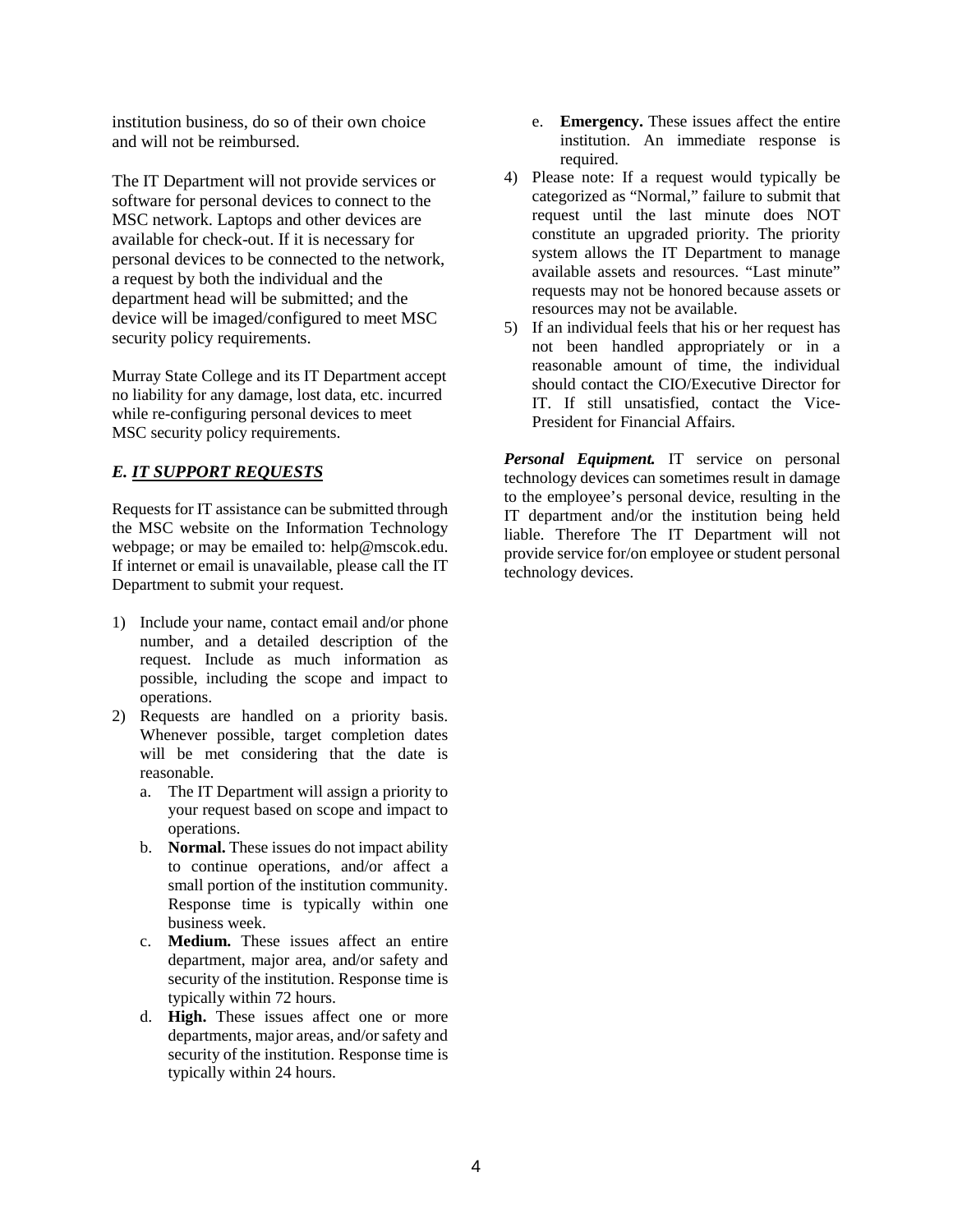institution business, do so of their own choice and will not be reimbursed.

The IT Department will not provide services or software for personal devices to connect to the MSC network. Laptops and other devices are available for check-out. If it is necessary for personal devices to be connected to the network, a request by both the individual and the department head will be submitted; and the device will be imaged/configured to meet MSC security policy requirements.

Murray State College and its IT Department accept no liability for any damage, lost data, etc. incurred while re-configuring personal devices to meet MSC security policy requirements.

### *E. IT SUPPORT REQUESTS*

Requests for IT assistance can be submitted through the MSC website on the Information Technology webpage; or may be emailed to: help@mscok.edu. If internet or email is unavailable, please call the IT Department to submit your request.

1) Include your name, contact email and/or phone number, and a detailed description of the request. Include as much information as possible, including the scope and impact to operations.
2) Requests are handled on a priority basis. Whenever possible, target completion dates will be met considering that the date is reasonable.
   a. The IT Department will assign a priority to your request based on scope and impact to operations.
   b. **Normal.** These issues do not impact ability to continue operations, and/or affect a small portion of the institution community. Response time is typically within one business week.
   c. **Medium.** These issues affect an entire department, major area, and/or safety and security of the institution. Response time is typically within 72 hours.
   d. **High.** These issues affect one or more departments, major areas, and/or safety and security of the institution. Response time is typically within 24 hours.
   e. **Emergency.** These issues affect the entire institution. An immediate response is required.
4) Please note: If a request would typically be categorized as “Normal,” failure to submit that request until the last minute does NOT constitute an upgraded priority. The priority system allows the IT Department to manage available assets and resources. “Last minute” requests may not be honored because assets or resources may not be available.
5) If an individual feels that his or her request has not been handled appropriately or in a reasonable amount of time, the individual should contact the CIO/Executive Director for IT. If still unsatisfied, contact the Vice-President for Financial Affairs.

***Personal Equipment.*** IT service on personal technology devices can sometimes result in damage to the employee’s personal device, resulting in the IT department and/or the institution being held liable. Therefore The IT Department will not provide service for/on employee or student personal technology devices.